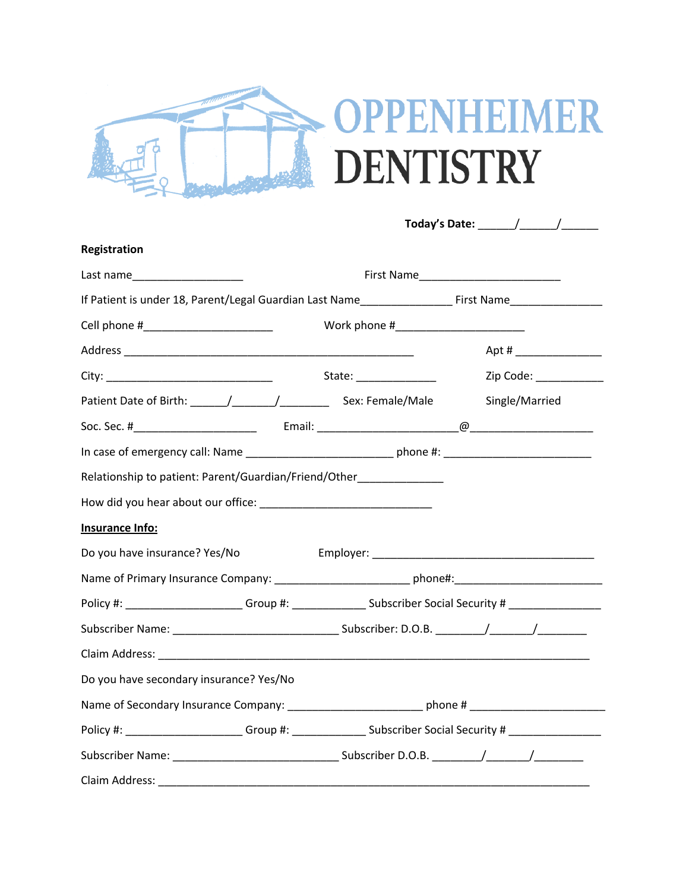# OPPENHEIMER DENTISTRY

**Today's Date:** ______/______/______

**Registration**

Last name__________________ First Name______________________

If Patient is under 18, Parent/Legal Guardian Last Name_______________ First Name_______________

Cell phone #_____________________ Work phone #_____________________

Address ______________________________________________ Apt # ______________

City: ___________________________ State: _____________ Zip Code: ___________

Patient Date of Birth: ______/_______/________ Sex: Female/Male Single/Married

Soc. Sec. #____________________ Email: ______________________@____________________

In case of emergency call: Name _______________________ phone #: _______________________

Relationship to patient: Parent/Guardian/Friend/Other______________

How did you hear about our office: ___________________________

**Insurance Info:**

Do you have insurance? Yes/No Employer: ___________________________________

Name of Primary Insurance Company: _____________________ phone#:_______________________

Policy #: ___________________ Group #: ____________ Subscriber Social Security # _______________

Subscriber Name: __________________________ Subscriber: D.O.B. ________/_______/________

Claim Address: _____________________________________________________________________

Do you have secondary insurance? Yes/No

Name of Secondary Insurance Company: _____________________ phone # _____________________

Policy #: ___________________ Group #: ____________ Subscriber Social Security # _______________

Subscriber Name: __________________________ Subscriber D.O.B. ________/_______/________

Claim Address: _____________________________________________________________________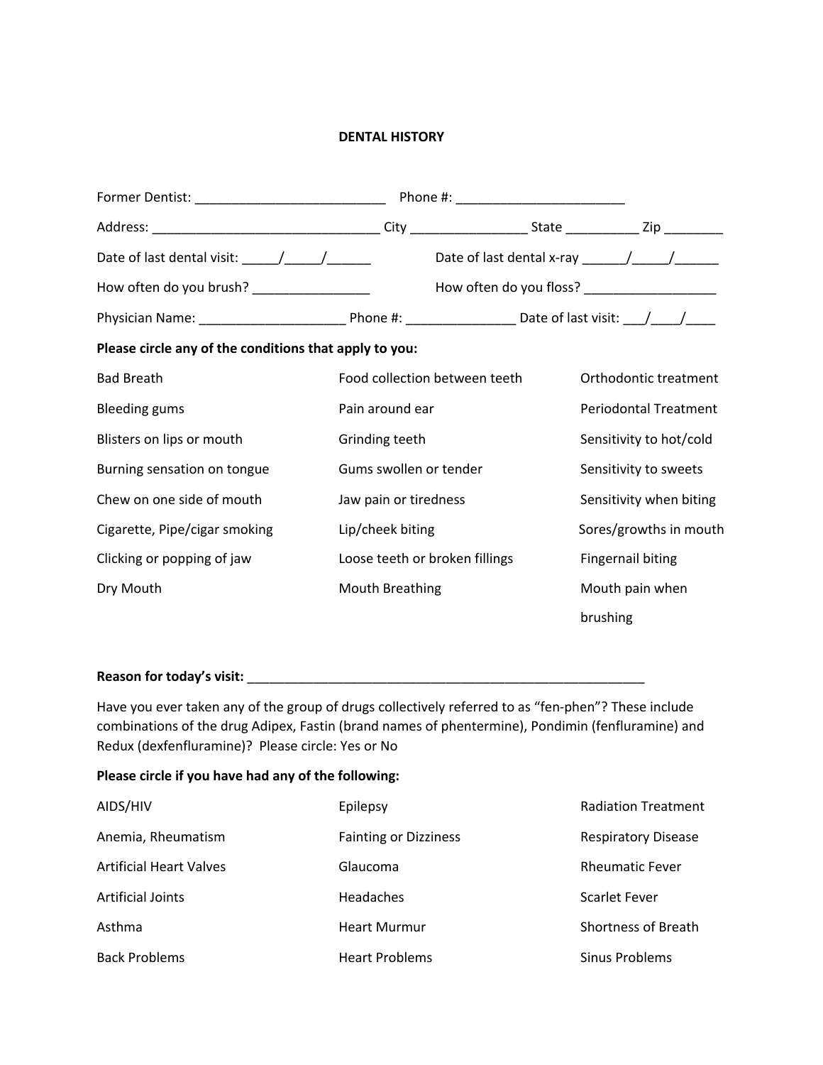# DENTAL HISTORY

Former Dentist: ___________________________ Phone #: ________________________

Address: ________________________________ City ________________ State __________ Zip ________

Date of last dental visit: _____/_____/______ Date of last dental x-ray ______/_____/______

How often do you brush? ________________ How often do you floss? __________________

Physician Name: ____________________ Phone #: _______________ Date of last visit: ___/____/____

**Please circle any of the conditions that apply to you:**

| | | |
|---|---|---|
| Bad Breath | Food collection between teeth | Orthodontic treatment |
| Bleeding gums | Pain around ear | Periodontal Treatment |
| Blisters on lips or mouth | Grinding teeth | Sensitivity to hot/cold |
| Burning sensation on tongue | Gums swollen or tender | Sensitivity to sweets |
| Chew on one side of mouth | Jaw pain or tiredness | Sensitivity when biting |
| Cigarette, Pipe/cigar smoking | Lip/cheek biting | Sores/growths in mouth |
| Clicking or popping of jaw | Loose teeth or broken fillings | Fingernail biting |
| Dry Mouth | Mouth Breathing | Mouth pain when brushing |

**Reason for today's visit:** ________________________________________________________

Have you ever taken any of the group of drugs collectively referred to as "fen-phen"? These include combinations of the drug Adipex, Fastin (brand names of phentermine), Pondimin (fenfluramine) and Redux (dexfenfluramine)? Please circle: Yes or No

**Please circle if you have had any of the following:**

| | | |
|---|---|---|
| AIDS/HIV | Epilepsy | Radiation Treatment |
| Anemia, Rheumatism | Fainting or Dizziness | Respiratory Disease |
| Artificial Heart Valves | Glaucoma | Rheumatic Fever |
| Artificial Joints | Headaches | Scarlet Fever |
| Asthma | Heart Murmur | Shortness of Breath |
| Back Problems | Heart Problems | Sinus Problems |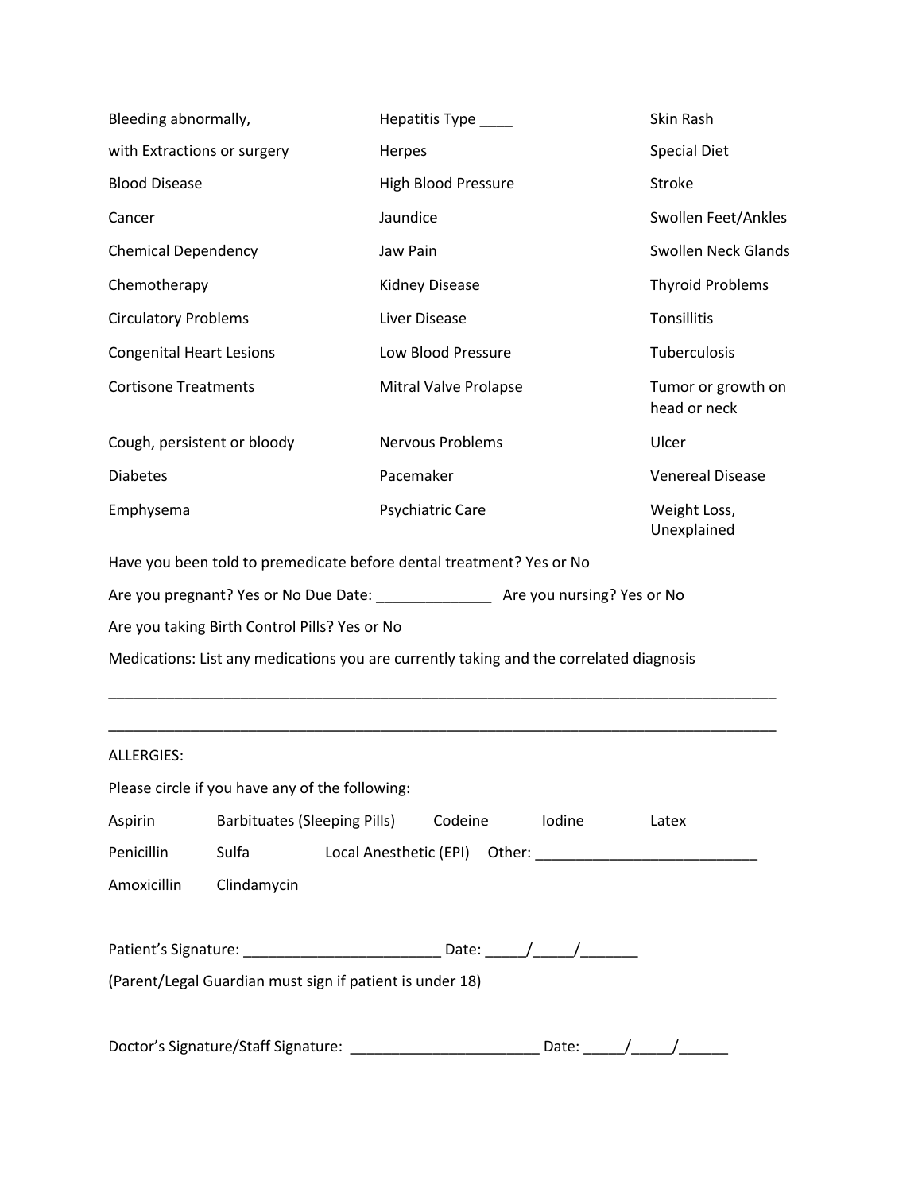| | | |
|---|---|---|
| Bleeding abnormally, with Extractions or surgery | Hepatitis Type ____ | Skin Rash |
| | Herpes | Special Diet |
| Blood Disease | High Blood Pressure | Stroke |
| Cancer | Jaundice | Swollen Feet/Ankles |
| Chemical Dependency | Jaw Pain | Swollen Neck Glands |
| Chemotherapy | Kidney Disease | Thyroid Problems |
| Circulatory Problems | Liver Disease | Tonsillitis |
| Congenital Heart Lesions | Low Blood Pressure | Tuberculosis |
| Cortisone Treatments | Mitral Valve Prolapse | Tumor or growth on head or neck |
| Cough, persistent or bloody | Nervous Problems | Ulcer |
| Diabetes | Pacemaker | Venereal Disease |
| Emphysema | Psychiatric Care | Weight Loss, Unexplained |

Have you been told to premedicate before dental treatment? Yes or No

Are you pregnant? Yes or No Due Date: ______________ Are you nursing? Yes or No

Are you taking Birth Control Pills? Yes or No

Medications: List any medications you are currently taking and the correlated diagnosis

_____________________________________________________________________________________

_____________________________________________________________________________________

ALLERGIES:

Please circle if you have any of the following:

Aspirin   Barbituates (Sleeping Pills)   Codeine   Iodine   Latex

Penicillin   Sulfa   Local Anesthetic (EPI)   Other: ___________________________

Amoxicillin   Clindamycin

Patient's Signature: ________________________ Date: _____/_____/_______

(Parent/Legal Guardian must sign if patient is under 18)

Doctor's Signature/Staff Signature: _______________________ Date: _____/_____/______